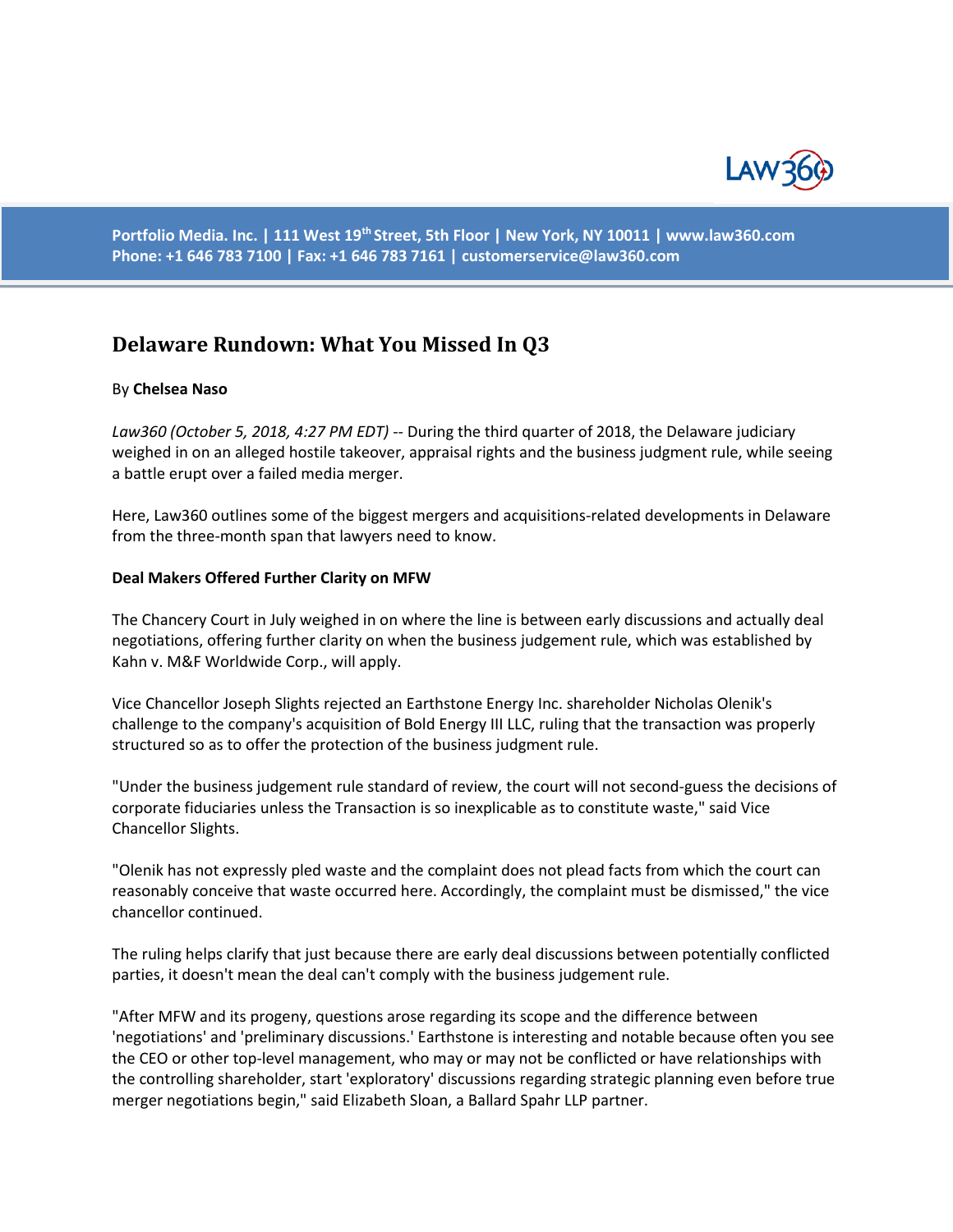Portfolio Media. Inc. | 111 West 19th Street, 5th Floor | New York, NY 10011 | www.law360.com
Phone: +1 646 783 7100 | Fax: +1 646 783 7161 | customerservice@law360.com

# Delaware Rundown: What You Missed In Q3

By **Chelsea Naso**

*Law360 (October 5, 2018, 4:27 PM EDT)* -- During the third quarter of 2018, the Delaware judiciary weighed in on an alleged hostile takeover, appraisal rights and the business judgment rule, while seeing a battle erupt over a failed media merger.

Here, Law360 outlines some of the biggest mergers and acquisitions-related developments in Delaware from the three-month span that lawyers need to know.

**Deal Makers Offered Further Clarity on MFW**

The Chancery Court in July weighed in on where the line is between early discussions and actually deal negotiations, offering further clarity on when the business judgement rule, which was established by Kahn v. M&F Worldwide Corp., will apply.

Vice Chancellor Joseph Slights rejected an Earthstone Energy Inc. shareholder Nicholas Olenik's challenge to the company's acquisition of Bold Energy III LLC, ruling that the transaction was properly structured so as to offer the protection of the business judgment rule.

"Under the business judgement rule standard of review, the court will not second-guess the decisions of corporate fiduciaries unless the Transaction is so inexplicable as to constitute waste," said Vice Chancellor Slights.

"Olenik has not expressly pled waste and the complaint does not plead facts from which the court can reasonably conceive that waste occurred here. Accordingly, the complaint must be dismissed," the vice chancellor continued.

The ruling helps clarify that just because there are early deal discussions between potentially conflicted parties, it doesn't mean the deal can't comply with the business judgement rule.

"After MFW and its progeny, questions arose regarding its scope and the difference between 'negotiations' and 'preliminary discussions.' Earthstone is interesting and notable because often you see the CEO or other top-level management, who may or may not be conflicted or have relationships with the controlling shareholder, start 'exploratory' discussions regarding strategic planning even before true merger negotiations begin," said Elizabeth Sloan, a Ballard Spahr LLP partner.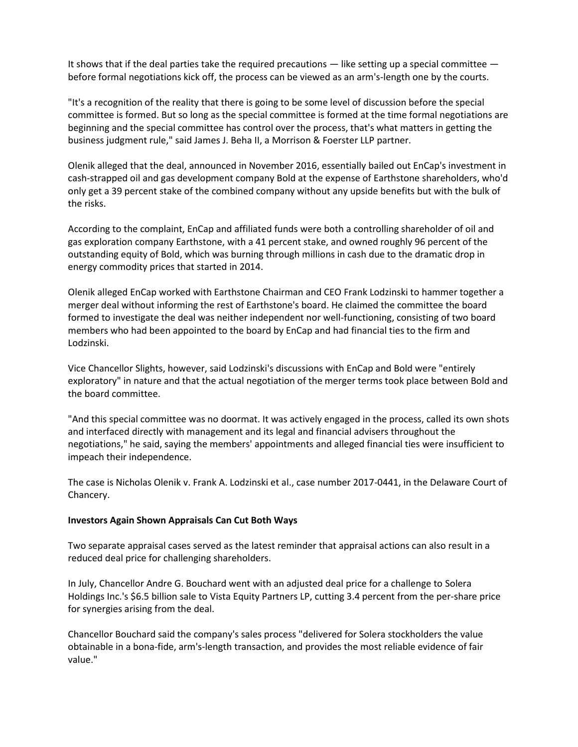It shows that if the deal parties take the required precautions — like setting up a special committee — before formal negotiations kick off, the process can be viewed as an arm's-length one by the courts.

"It's a recognition of the reality that there is going to be some level of discussion before the special committee is formed. But so long as the special committee is formed at the time formal negotiations are beginning and the special committee has control over the process, that's what matters in getting the business judgment rule," said James J. Beha II, a Morrison & Foerster LLP partner.

Olenik alleged that the deal, announced in November 2016, essentially bailed out EnCap's investment in cash-strapped oil and gas development company Bold at the expense of Earthstone shareholders, who'd only get a 39 percent stake of the combined company without any upside benefits but with the bulk of the risks.

According to the complaint, EnCap and affiliated funds were both a controlling shareholder of oil and gas exploration company Earthstone, with a 41 percent stake, and owned roughly 96 percent of the outstanding equity of Bold, which was burning through millions in cash due to the dramatic drop in energy commodity prices that started in 2014.

Olenik alleged EnCap worked with Earthstone Chairman and CEO Frank Lodzinski to hammer together a merger deal without informing the rest of Earthstone's board. He claimed the committee the board formed to investigate the deal was neither independent nor well-functioning, consisting of two board members who had been appointed to the board by EnCap and had financial ties to the firm and Lodzinski.

Vice Chancellor Slights, however, said Lodzinski's discussions with EnCap and Bold were "entirely exploratory" in nature and that the actual negotiation of the merger terms took place between Bold and the board committee.

"And this special committee was no doormat. It was actively engaged in the process, called its own shots and interfaced directly with management and its legal and financial advisers throughout the negotiations," he said, saying the members' appointments and alleged financial ties were insufficient to impeach their independence.

The case is Nicholas Olenik v. Frank A. Lodzinski et al., case number 2017-0441, in the Delaware Court of Chancery.

**Investors Again Shown Appraisals Can Cut Both Ways**

Two separate appraisal cases served as the latest reminder that appraisal actions can also result in a reduced deal price for challenging shareholders.

In July, Chancellor Andre G. Bouchard went with an adjusted deal price for a challenge to Solera Holdings Inc.'s $6.5 billion sale to Vista Equity Partners LP, cutting 3.4 percent from the per-share price for synergies arising from the deal.

Chancellor Bouchard said the company's sales process "delivered for Solera stockholders the value obtainable in a bona-fide, arm's-length transaction, and provides the most reliable evidence of fair value."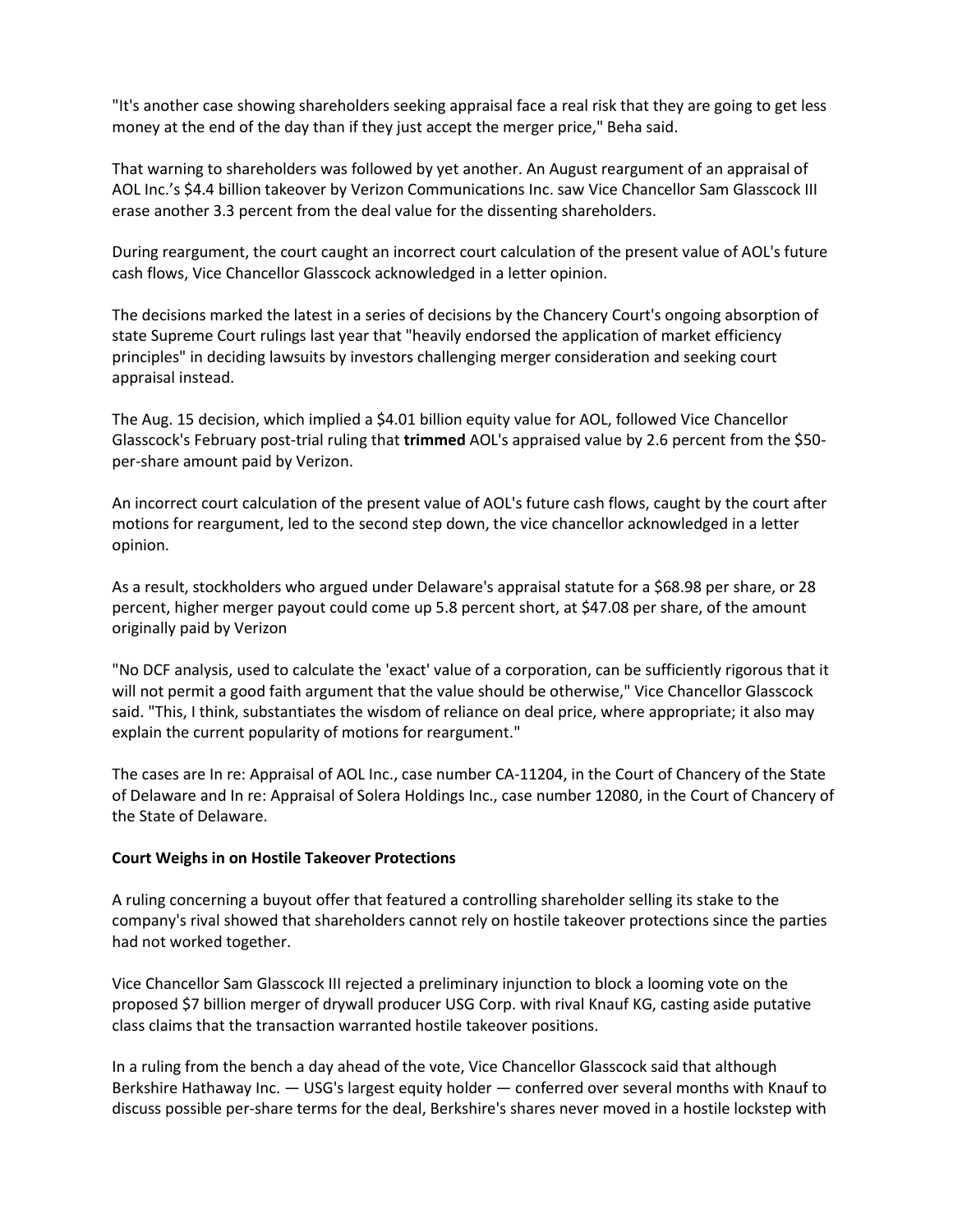"It's another case showing shareholders seeking appraisal face a real risk that they are going to get less money at the end of the day than if they just accept the merger price," Beha said.

That warning to shareholders was followed by yet another. An August reargument of an appraisal of AOL Inc.'s $4.4 billion takeover by Verizon Communications Inc. saw Vice Chancellor Sam Glasscock III erase another 3.3 percent from the deal value for the dissenting shareholders.

During reargument, the court caught an incorrect court calculation of the present value of AOL's future cash flows, Vice Chancellor Glasscock acknowledged in a letter opinion.

The decisions marked the latest in a series of decisions by the Chancery Court's ongoing absorption of state Supreme Court rulings last year that "heavily endorsed the application of market efficiency principles" in deciding lawsuits by investors challenging merger consideration and seeking court appraisal instead.

The Aug. 15 decision, which implied a $4.01 billion equity value for AOL, followed Vice Chancellor Glasscock's February post-trial ruling that **trimmed** AOL's appraised value by 2.6 percent from the $50-per-share amount paid by Verizon.

An incorrect court calculation of the present value of AOL's future cash flows, caught by the court after motions for reargument, led to the second step down, the vice chancellor acknowledged in a letter opinion.

As a result, stockholders who argued under Delaware's appraisal statute for a $68.98 per share, or 28 percent, higher merger payout could come up 5.8 percent short, at $47.08 per share, of the amount originally paid by Verizon

"No DCF analysis, used to calculate the 'exact' value of a corporation, can be sufficiently rigorous that it will not permit a good faith argument that the value should be otherwise," Vice Chancellor Glasscock said. "This, I think, substantiates the wisdom of reliance on deal price, where appropriate; it also may explain the current popularity of motions for reargument."

The cases are In re: Appraisal of AOL Inc., case number CA-11204, in the Court of Chancery of the State of Delaware and In re: Appraisal of Solera Holdings Inc., case number 12080, in the Court of Chancery of the State of Delaware.

**Court Weighs in on Hostile Takeover Protections**

A ruling concerning a buyout offer that featured a controlling shareholder selling its stake to the company's rival showed that shareholders cannot rely on hostile takeover protections since the parties had not worked together.

Vice Chancellor Sam Glasscock III rejected a preliminary injunction to block a looming vote on the proposed $7 billion merger of drywall producer USG Corp. with rival Knauf KG, casting aside putative class claims that the transaction warranted hostile takeover positions.

In a ruling from the bench a day ahead of the vote, Vice Chancellor Glasscock said that although Berkshire Hathaway Inc. — USG's largest equity holder — conferred over several months with Knauf to discuss possible per-share terms for the deal, Berkshire's shares never moved in a hostile lockstep with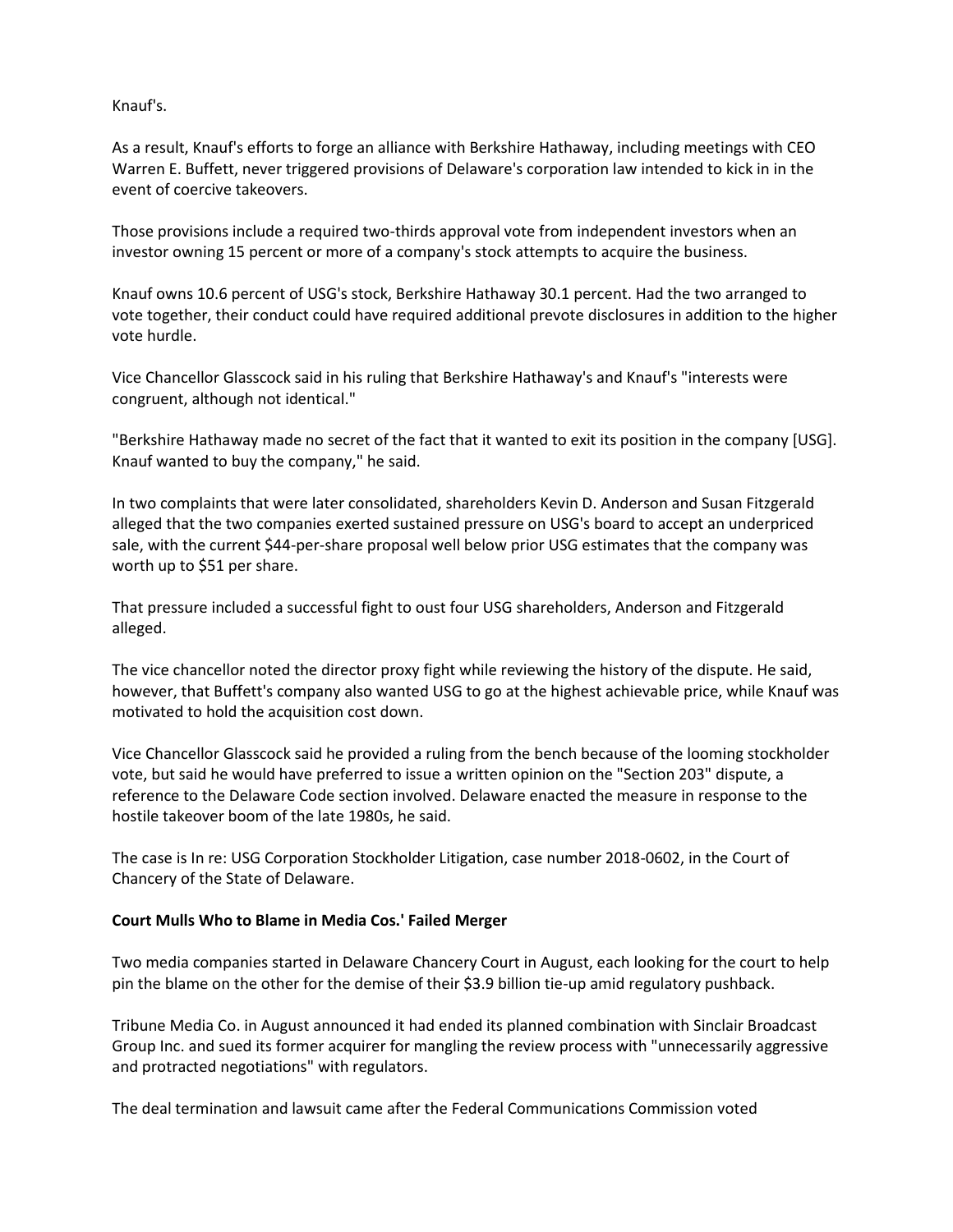Knauf's.

As a result, Knauf's efforts to forge an alliance with Berkshire Hathaway, including meetings with CEO Warren E. Buffett, never triggered provisions of Delaware's corporation law intended to kick in in the event of coercive takeovers.

Those provisions include a required two-thirds approval vote from independent investors when an investor owning 15 percent or more of a company's stock attempts to acquire the business.

Knauf owns 10.6 percent of USG's stock, Berkshire Hathaway 30.1 percent. Had the two arranged to vote together, their conduct could have required additional prevote disclosures in addition to the higher vote hurdle.

Vice Chancellor Glasscock said in his ruling that Berkshire Hathaway's and Knauf's "interests were congruent, although not identical."

"Berkshire Hathaway made no secret of the fact that it wanted to exit its position in the company [USG]. Knauf wanted to buy the company," he said.

In two complaints that were later consolidated, shareholders Kevin D. Anderson and Susan Fitzgerald alleged that the two companies exerted sustained pressure on USG's board to accept an underpriced sale, with the current $44-per-share proposal well below prior USG estimates that the company was worth up to $51 per share.

That pressure included a successful fight to oust four USG shareholders, Anderson and Fitzgerald alleged.

The vice chancellor noted the director proxy fight while reviewing the history of the dispute. He said, however, that Buffett's company also wanted USG to go at the highest achievable price, while Knauf was motivated to hold the acquisition cost down.

Vice Chancellor Glasscock said he provided a ruling from the bench because of the looming stockholder vote, but said he would have preferred to issue a written opinion on the "Section 203" dispute, a reference to the Delaware Code section involved. Delaware enacted the measure in response to the hostile takeover boom of the late 1980s, he said.

The case is In re: USG Corporation Stockholder Litigation, case number 2018-0602, in the Court of Chancery of the State of Delaware.

**Court Mulls Who to Blame in Media Cos.' Failed Merger**

Two media companies started in Delaware Chancery Court in August, each looking for the court to help pin the blame on the other for the demise of their $3.9 billion tie-up amid regulatory pushback.

Tribune Media Co. in August announced it had ended its planned combination with Sinclair Broadcast Group Inc. and sued its former acquirer for mangling the review process with "unnecessarily aggressive and protracted negotiations" with regulators.

The deal termination and lawsuit came after the Federal Communications Commission voted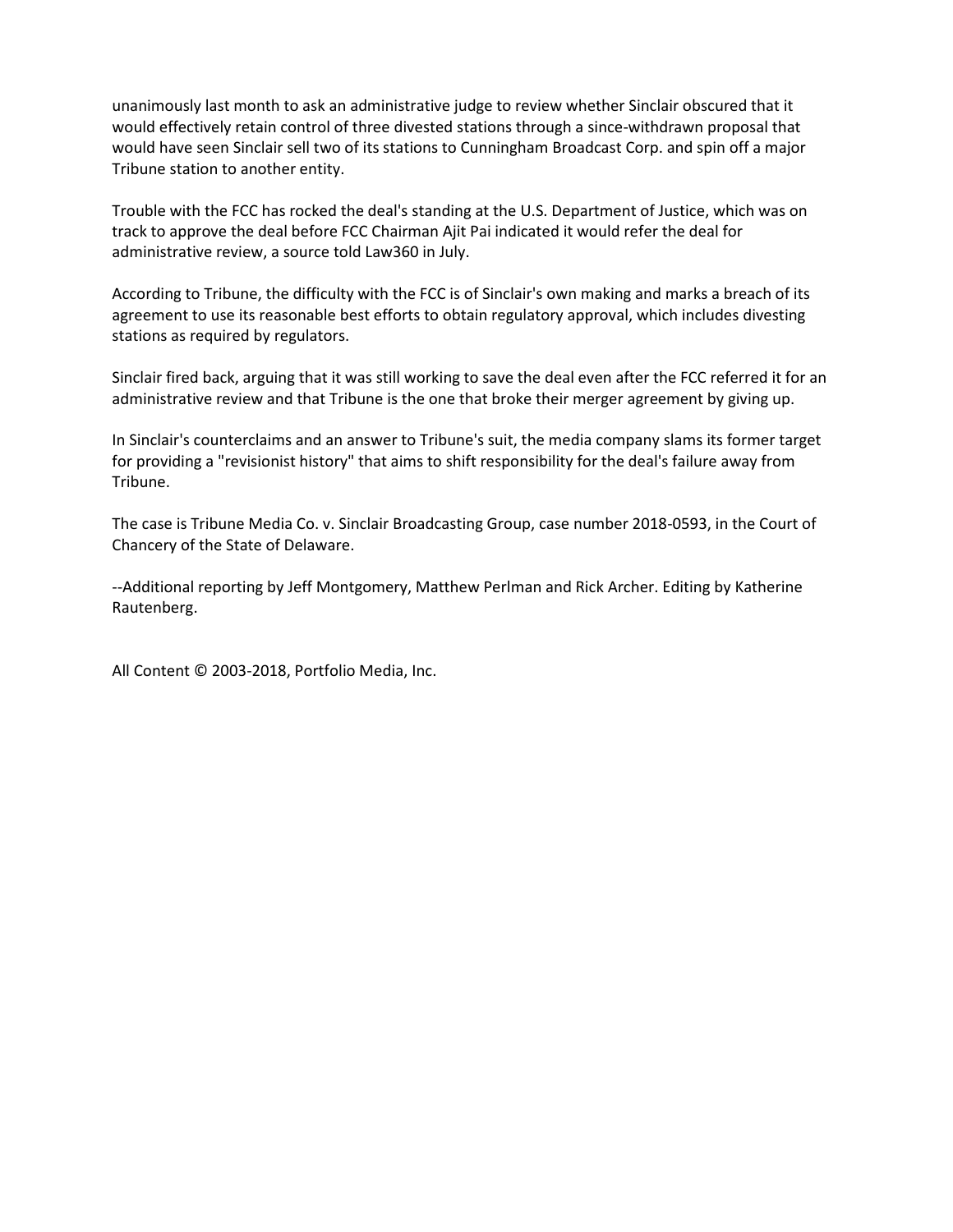unanimously last month to ask an administrative judge to review whether Sinclair obscured that it would effectively retain control of three divested stations through a since-withdrawn proposal that would have seen Sinclair sell two of its stations to Cunningham Broadcast Corp. and spin off a major Tribune station to another entity.

Trouble with the FCC has rocked the deal's standing at the U.S. Department of Justice, which was on track to approve the deal before FCC Chairman Ajit Pai indicated it would refer the deal for administrative review, a source told Law360 in July.

According to Tribune, the difficulty with the FCC is of Sinclair's own making and marks a breach of its agreement to use its reasonable best efforts to obtain regulatory approval, which includes divesting stations as required by regulators.

Sinclair fired back, arguing that it was still working to save the deal even after the FCC referred it for an administrative review and that Tribune is the one that broke their merger agreement by giving up.

In Sinclair's counterclaims and an answer to Tribune's suit, the media company slams its former target for providing a "revisionist history" that aims to shift responsibility for the deal's failure away from Tribune.

The case is Tribune Media Co. v. Sinclair Broadcasting Group, case number 2018-0593, in the Court of Chancery of the State of Delaware.

--Additional reporting by Jeff Montgomery, Matthew Perlman and Rick Archer. Editing by Katherine Rautenberg.

All Content © 2003-2018, Portfolio Media, Inc.